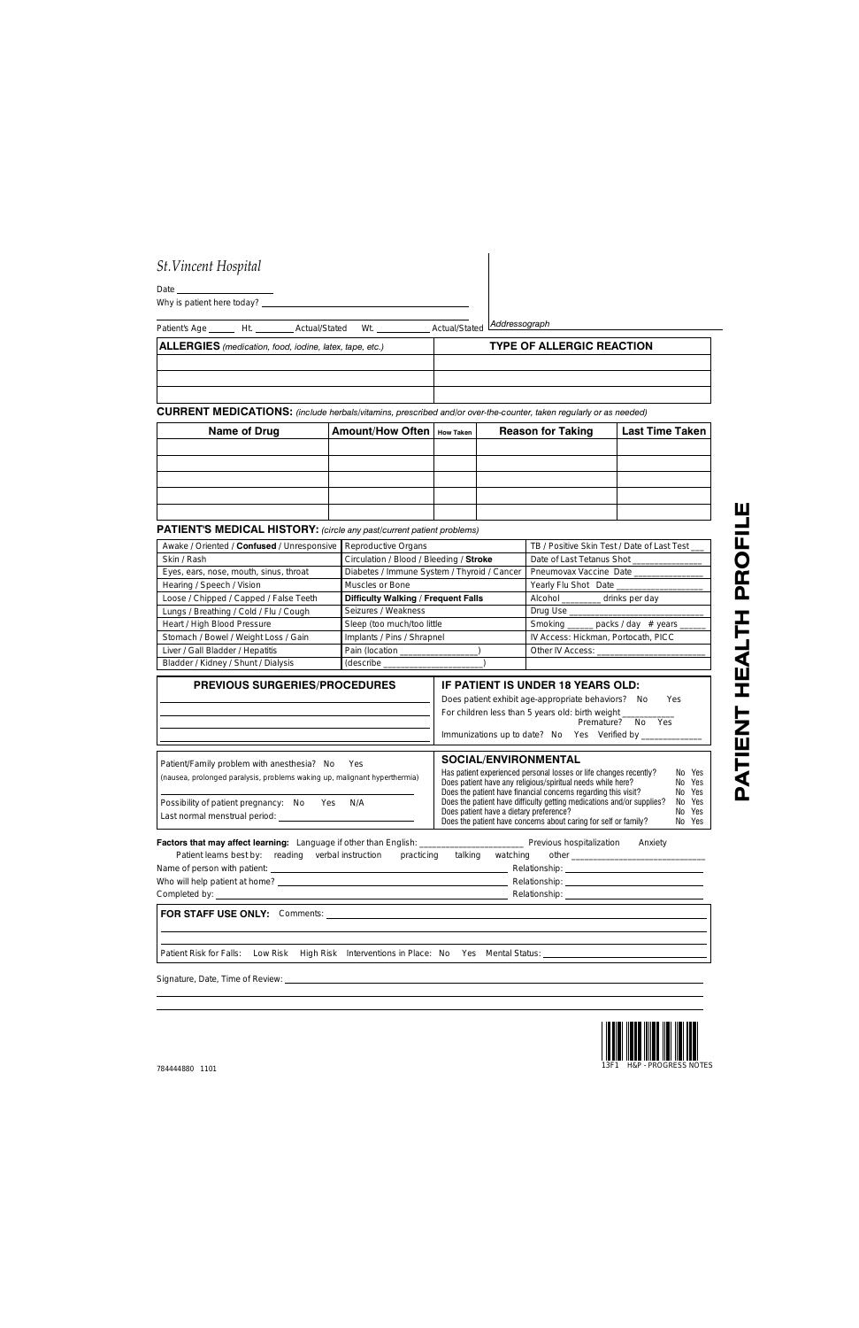# PATIENT HEALTH PROFILE

*St.Vincent Hospital*

Date ____________________

Why is patient here today? ______________________________

Patient's Age ______ Ht. ________ Actual/Stated Wt. ___________ Actual/Stated

*Addressograph*

| **ALLERGIES** *(medication, food, iodine, latex, tape, etc.)* | **TYPE OF ALLERGIC REACTION** |
|---|---|
| | |
| | |
| | |

**CURRENT MEDICATIONS:** *(include herbals/vitamins, prescribed and/or over-the-counter, taken regularly or as needed)*

| Name of Drug | Amount/How Often | How Taken | Reason for Taking | Last Time Taken |
|---|---|---|---|---|
| | | | | |
| | | | | |
| | | | | |
| | | | | |
| | | | | |

**PATIENT'S MEDICAL HISTORY:** *(circle any past/current patient problems)*

| | | |
|---|---|---|
| Awake / Oriented / **Confused** / Unresponsive | Reproductive Organs | TB / Positive Skin Test / Date of Last Test ___ |
| Skin / Rash | Circulation / Blood / Bleeding / **Stroke** | Date of Last Tetanus Shot ______________ |
| Eyes, ears, nose, mouth, sinus, throat | Diabetes / Immune System / Thyroid / Cancer | Pneumovax Vaccine Date ______________ |
| Hearing / Speech / Vision | Muscles or Bone | Yearly Flu Shot Date ________________ |
| Loose / Chipped / Capped / False Teeth | **Difficulty Walking / Frequent Falls** | Alcohol ________ drinks per day |
| Lungs / Breathing / Cold / Flu / Cough | Seizures / Weakness | Drug Use __________________________ |
| Heart / High Blood Pressure | Sleep (too much/too little | Smoking ______ packs / day # years _____ |
| Stomach / Bowel / Weight Loss / Gain | Implants / Pins / Shrapnel | IV Access: Hickman, Portocath, PICC |
| Liver / Gall Bladder / Hepatitis | Pain (location _______________) | Other IV Access: ______________________ |
| Bladder / Kidney / Shunt / Dialysis | (describe ___________________) | |

## PREVIOUS SURGERIES/PROCEDURES

______________________________

______________________________

______________________________

______________________________

## IF PATIENT IS UNDER 18 YEARS OLD:

Does patient exhibit age-appropriate behaviors? No Yes

For children less than 5 years old: birth weight __________

Premature? No Yes

Immunizations up to date? No Yes Verified by ____________

Patient/Family problem with anesthesia? No Yes

(nausea, prolonged paralysis, problems waking up, malignant hyperthermia)

______________________________

Possibility of patient pregnancy: No Yes N/A

Last normal menstrual period: ______________________________

## SOCIAL/ENVIRONMENTAL

| | |
|---|---|
| Has patient experienced personal losses or life changes recently? | No Yes |
| Does patient have any religious/spiritual needs while here? | No Yes |
| Does the patient have financial concerns regarding this visit? | No Yes |
| Does the patient have difficulty getting medications and/or supplies? | No Yes |
| Does patient have a dietary preference? | No Yes |
| Does the patient have concerns about caring for self or family? | No Yes |

**Factors that may affect learning:** Language if other than English: ______________________ Previous hospitalization Anxiety

Patient learns best by: reading verbal instruction practicing talking watching other __________________________

Name of person with patient: ______________________________ Relationship: ______________________________

Who will help patient at home? ______________________________ Relationship: ______________________________

Completed by: ______________________________ Relationship: ______________________________

**FOR STAFF USE ONLY:** Comments: ______________________________

______________________________

Patient Risk for Falls: Low Risk High Risk Interventions in Place: No Yes Mental Status: ______________________________

Signature, Date, Time of Review: ______________________________

______________________________

13F1 H&P - PROGRESS NOTES

784444880 1101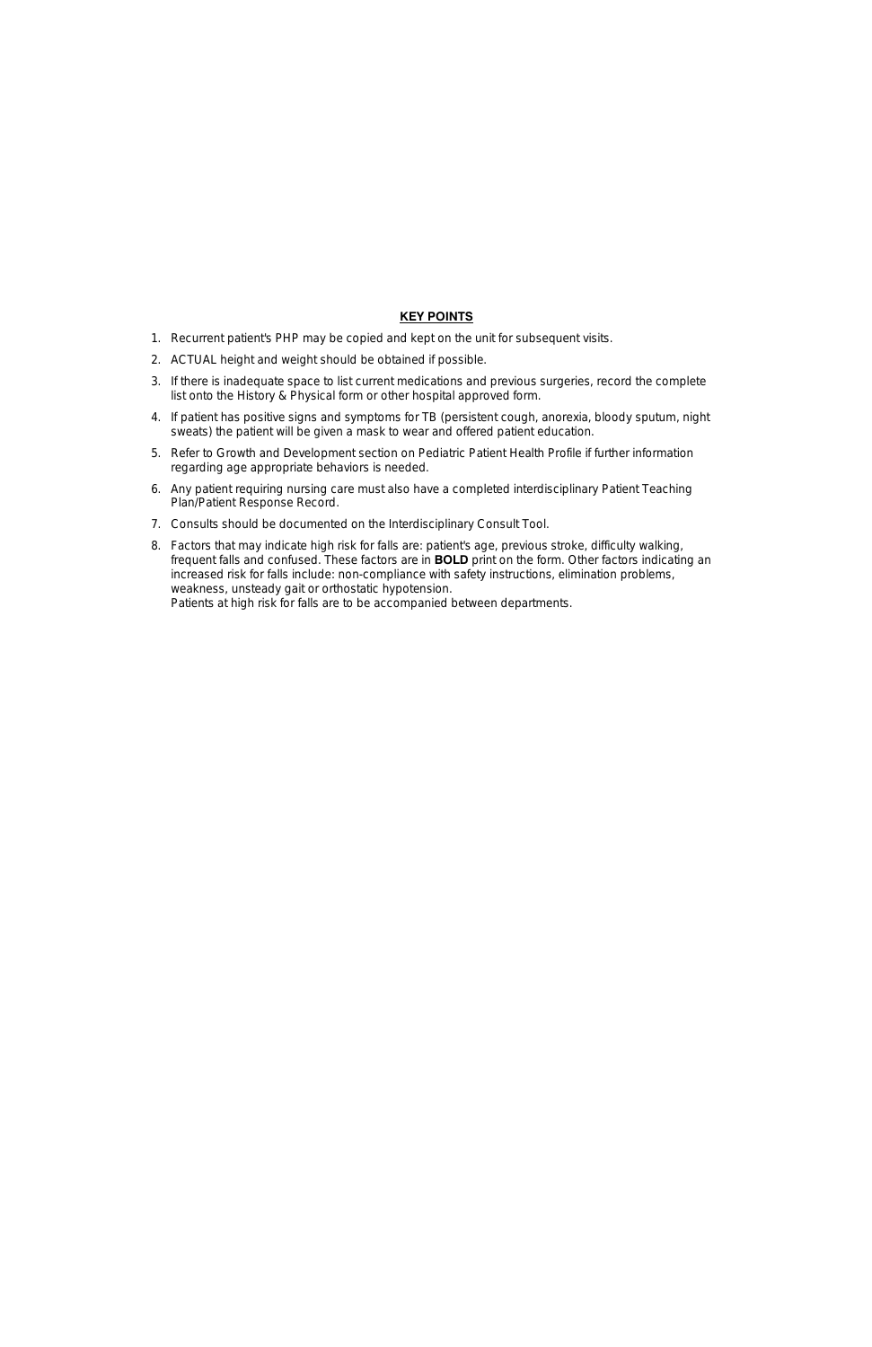## KEY POINTS

1. Recurrent patient's PHP may be copied and kept on the unit for subsequent visits.
2. ACTUAL height and weight should be obtained if possible.
3. If there is inadequate space to list current medications and previous surgeries, record the complete list onto the History & Physical form or other hospital approved form.
4. If patient has positive signs and symptoms for TB (persistent cough, anorexia, bloody sputum, night sweats) the patient will be given a mask to wear and offered patient education.
5. Refer to Growth and Development section on Pediatric Patient Health Profile if further information regarding age appropriate behaviors is needed.
6. Any patient requiring nursing care must also have a completed interdisciplinary Patient Teaching Plan/Patient Response Record.
7. Consults should be documented on the Interdisciplinary Consult Tool.
8. Factors that may indicate high risk for falls are: patient's age, previous stroke, difficulty walking, frequent falls and confused. These factors are in **BOLD** print on the form. Other factors indicating an increased risk for falls include: non-compliance with safety instructions, elimination problems, weakness, unsteady gait or orthostatic hypotension.
   Patients at high risk for falls are to be accompanied between departments.